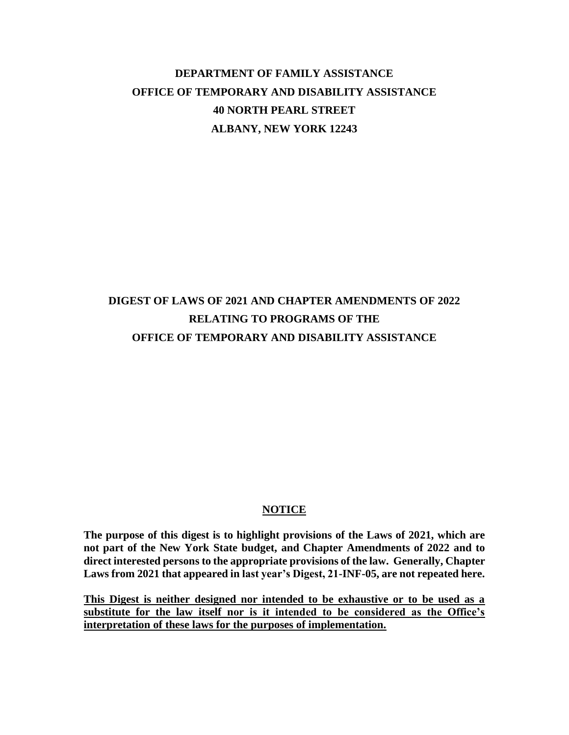**DEPARTMENT OF FAMILY ASSISTANCE**
**OFFICE OF TEMPORARY AND DISABILITY ASSISTANCE**
**40 NORTH PEARL STREET**
**ALBANY, NEW YORK 12243**

# DIGEST OF LAWS OF 2021 AND CHAPTER AMENDMENTS OF 2022 RELATING TO PROGRAMS OF THE OFFICE OF TEMPORARY AND DISABILITY ASSISTANCE

## NOTICE

**The purpose of this digest is to highlight provisions of the Laws of 2021, which are not part of the New York State budget, and Chapter Amendments of 2022 and to direct interested persons to the appropriate provisions of the law. Generally, Chapter Laws from 2021 that appeared in last year's Digest, 21-INF-05, are not repeated here.**

**This Digest is neither designed nor intended to be exhaustive or to be used as a substitute for the law itself nor is it intended to be considered as the Office's interpretation of these laws for the purposes of implementation.**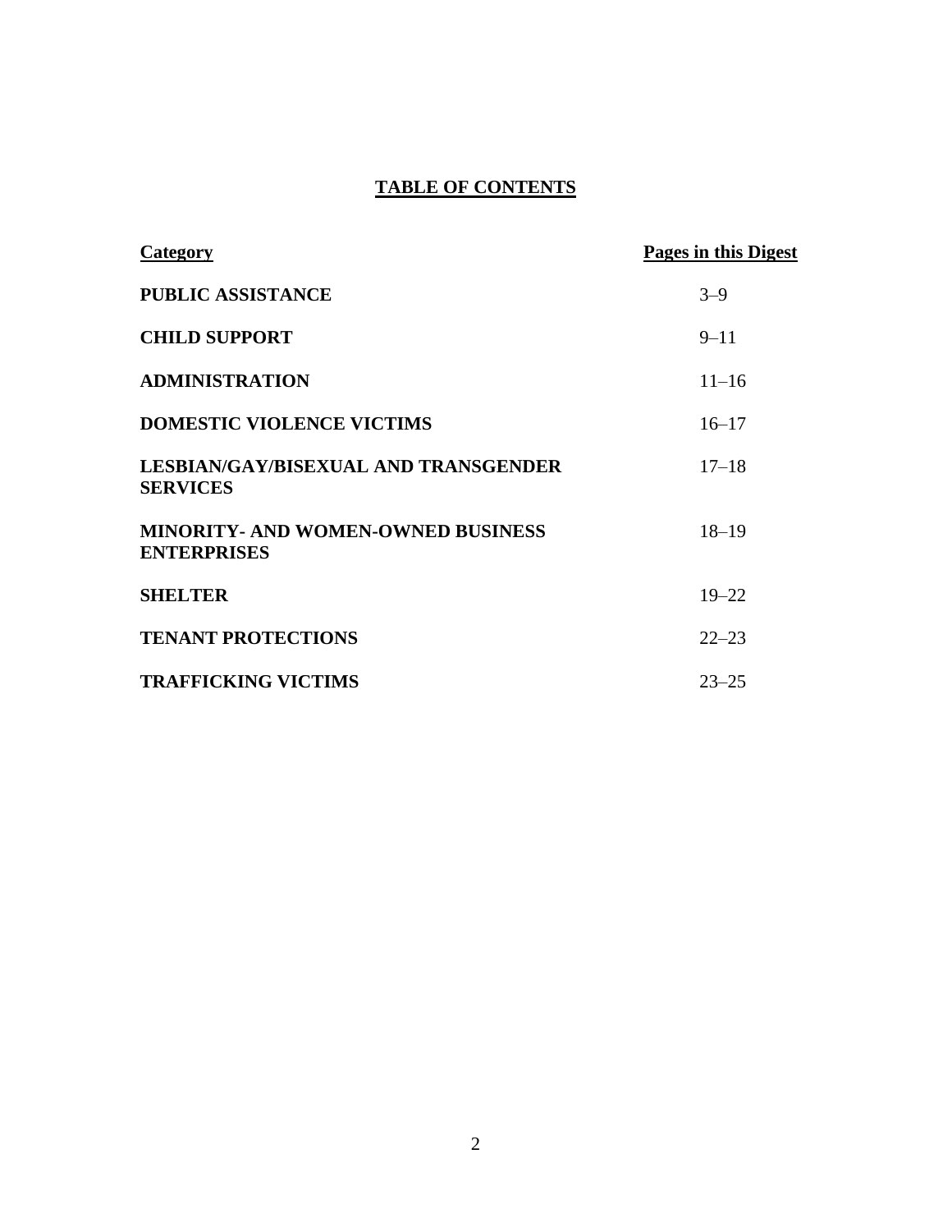# TABLE OF CONTENTS

| Category | Pages in this Digest |
|---|---|
| **PUBLIC ASSISTANCE** | 3–9 |
| **CHILD SUPPORT** | 9–11 |
| **ADMINISTRATION** | 11–16 |
| **DOMESTIC VIOLENCE VICTIMS** | 16–17 |
| **LESBIAN/GAY/BISEXUAL AND TRANSGENDER SERVICES** | 17–18 |
| **MINORITY- AND WOMEN-OWNED BUSINESS ENTERPRISES** | 18–19 |
| **SHELTER** | 19–22 |
| **TENANT PROTECTIONS** | 22–23 |
| **TRAFFICKING VICTIMS** | 23–25 |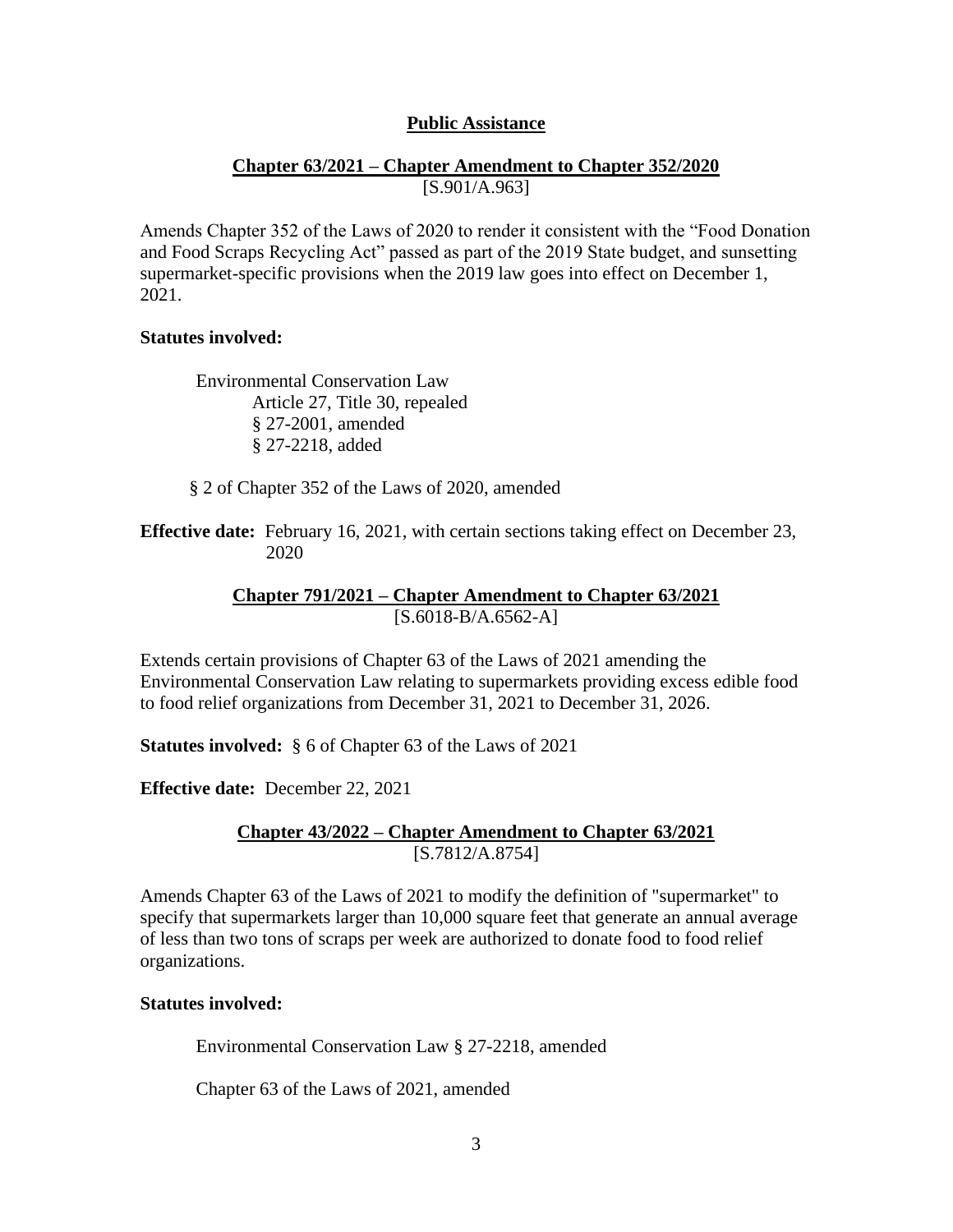## Public Assistance

### Chapter 63/2021 – Chapter Amendment to Chapter 352/2020
[S.901/A.963]

Amends Chapter 352 of the Laws of 2020 to render it consistent with the "Food Donation and Food Scraps Recycling Act" passed as part of the 2019 State budget, and sunsetting supermarket-specific provisions when the 2019 law goes into effect on December 1, 2021.

**Statutes involved:**

Environmental Conservation Law
- Article 27, Title 30, repealed
- § 27-2001, amended
- § 27-2218, added

§ 2 of Chapter 352 of the Laws of 2020, amended

**Effective date:** February 16, 2021, with certain sections taking effect on December 23, 2020

### Chapter 791/2021 – Chapter Amendment to Chapter 63/2021
[S.6018-B/A.6562-A]

Extends certain provisions of Chapter 63 of the Laws of 2021 amending the Environmental Conservation Law relating to supermarkets providing excess edible food to food relief organizations from December 31, 2021 to December 31, 2026.

**Statutes involved:** § 6 of Chapter 63 of the Laws of 2021

**Effective date:** December 22, 2021

### Chapter 43/2022 – Chapter Amendment to Chapter 63/2021
[S.7812/A.8754]

Amends Chapter 63 of the Laws of 2021 to modify the definition of "supermarket" to specify that supermarkets larger than 10,000 square feet that generate an annual average of less than two tons of scraps per week are authorized to donate food to food relief organizations.

**Statutes involved:**

Environmental Conservation Law § 27-2218, amended

Chapter 63 of the Laws of 2021, amended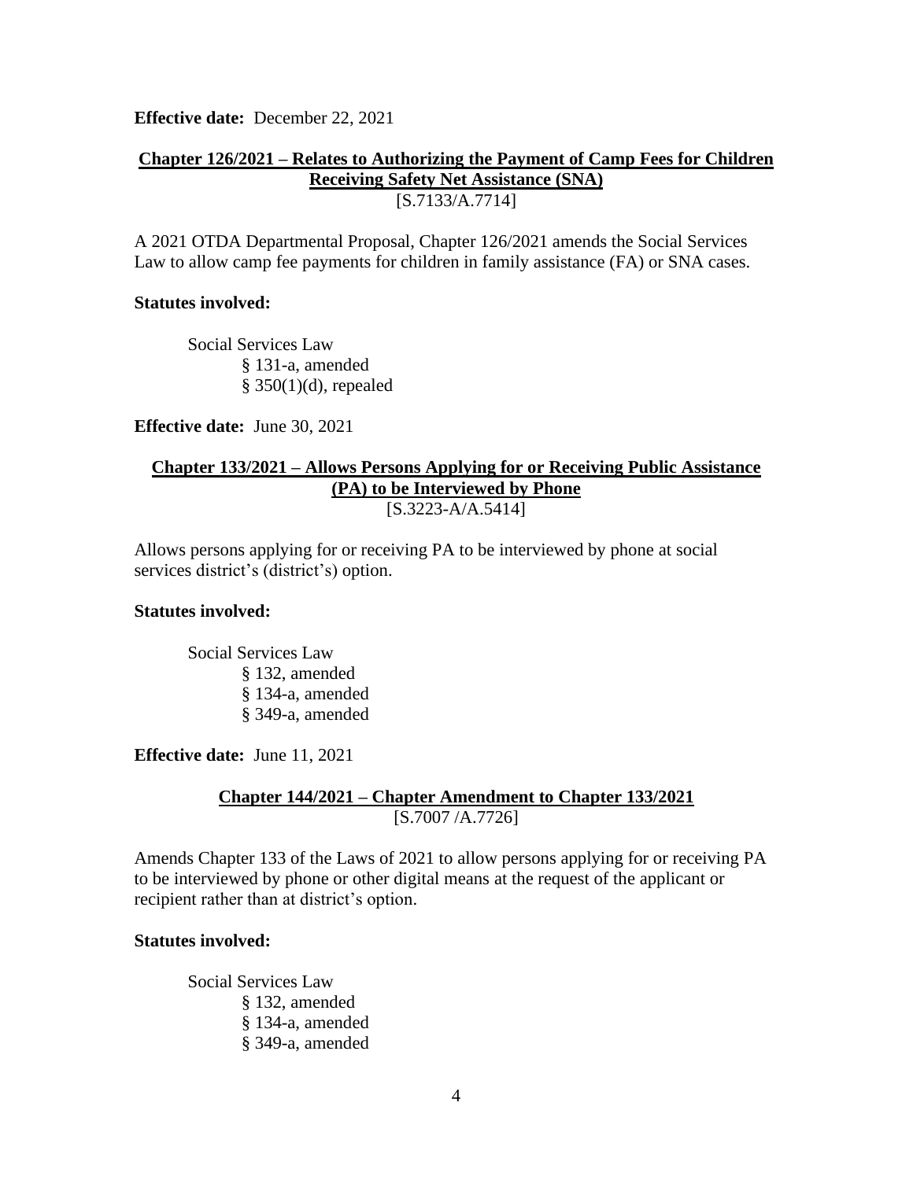**Effective date:** December 22, 2021

**Chapter 126/2021 – Relates to Authorizing the Payment of Camp Fees for Children Receiving Safety Net Assistance (SNA)**
[S.7133/A.7714]

A 2021 OTDA Departmental Proposal, Chapter 126/2021 amends the Social Services Law to allow camp fee payments for children in family assistance (FA) or SNA cases.

**Statutes involved:**

Social Services Law
- § 131-a, amended
- § 350(1)(d), repealed

**Effective date:** June 30, 2021

**Chapter 133/2021 – Allows Persons Applying for or Receiving Public Assistance (PA) to be Interviewed by Phone**
[S.3223-A/A.5414]

Allows persons applying for or receiving PA to be interviewed by phone at social services district's (district's) option.

**Statutes involved:**

Social Services Law
- § 132, amended
- § 134-a, amended
- § 349-a, amended

**Effective date:** June 11, 2021

**Chapter 144/2021 – Chapter Amendment to Chapter 133/2021**
[S.7007 /A.7726]

Amends Chapter 133 of the Laws of 2021 to allow persons applying for or receiving PA to be interviewed by phone or other digital means at the request of the applicant or recipient rather than at district's option.

**Statutes involved:**

Social Services Law
- § 132, amended
- § 134-a, amended
- § 349-a, amended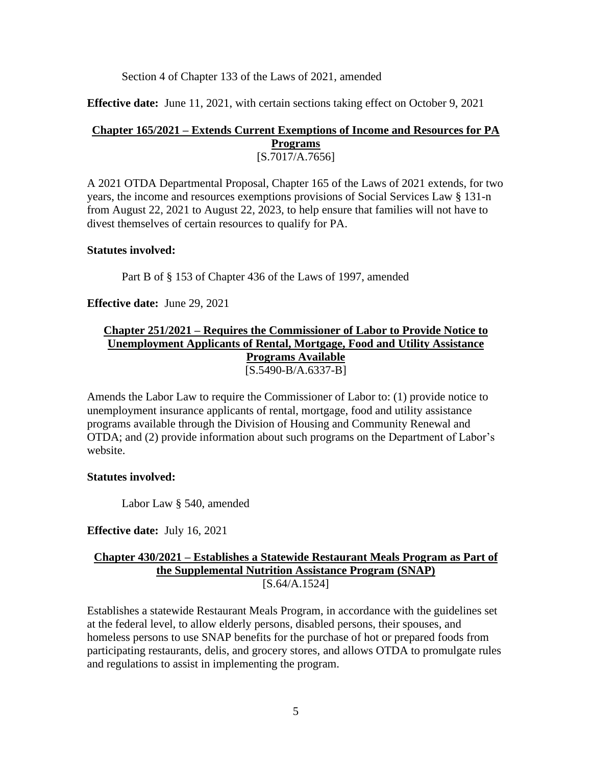Section 4 of Chapter 133 of the Laws of 2021, amended

**Effective date:** June 11, 2021, with certain sections taking effect on October 9, 2021

**Chapter 165/2021 – Extends Current Exemptions of Income and Resources for PA Programs**
[S.7017/A.7656]

A 2021 OTDA Departmental Proposal, Chapter 165 of the Laws of 2021 extends, for two years, the income and resources exemptions provisions of Social Services Law § 131-n from August 22, 2021 to August 22, 2023, to help ensure that families will not have to divest themselves of certain resources to qualify for PA.

**Statutes involved:**

Part B of § 153 of Chapter 436 of the Laws of 1997, amended

**Effective date:** June 29, 2021

**Chapter 251/2021 – Requires the Commissioner of Labor to Provide Notice to Unemployment Applicants of Rental, Mortgage, Food and Utility Assistance Programs Available**
[S.5490-B/A.6337-B]

Amends the Labor Law to require the Commissioner of Labor to: (1) provide notice to unemployment insurance applicants of rental, mortgage, food and utility assistance programs available through the Division of Housing and Community Renewal and OTDA; and (2) provide information about such programs on the Department of Labor's website.

**Statutes involved:**

Labor Law § 540, amended

**Effective date:** July 16, 2021

**Chapter 430/2021 – Establishes a Statewide Restaurant Meals Program as Part of the Supplemental Nutrition Assistance Program (SNAP)**
[S.64/A.1524]

Establishes a statewide Restaurant Meals Program, in accordance with the guidelines set at the federal level, to allow elderly persons, disabled persons, their spouses, and homeless persons to use SNAP benefits for the purchase of hot or prepared foods from participating restaurants, delis, and grocery stores, and allows OTDA to promulgate rules and regulations to assist in implementing the program.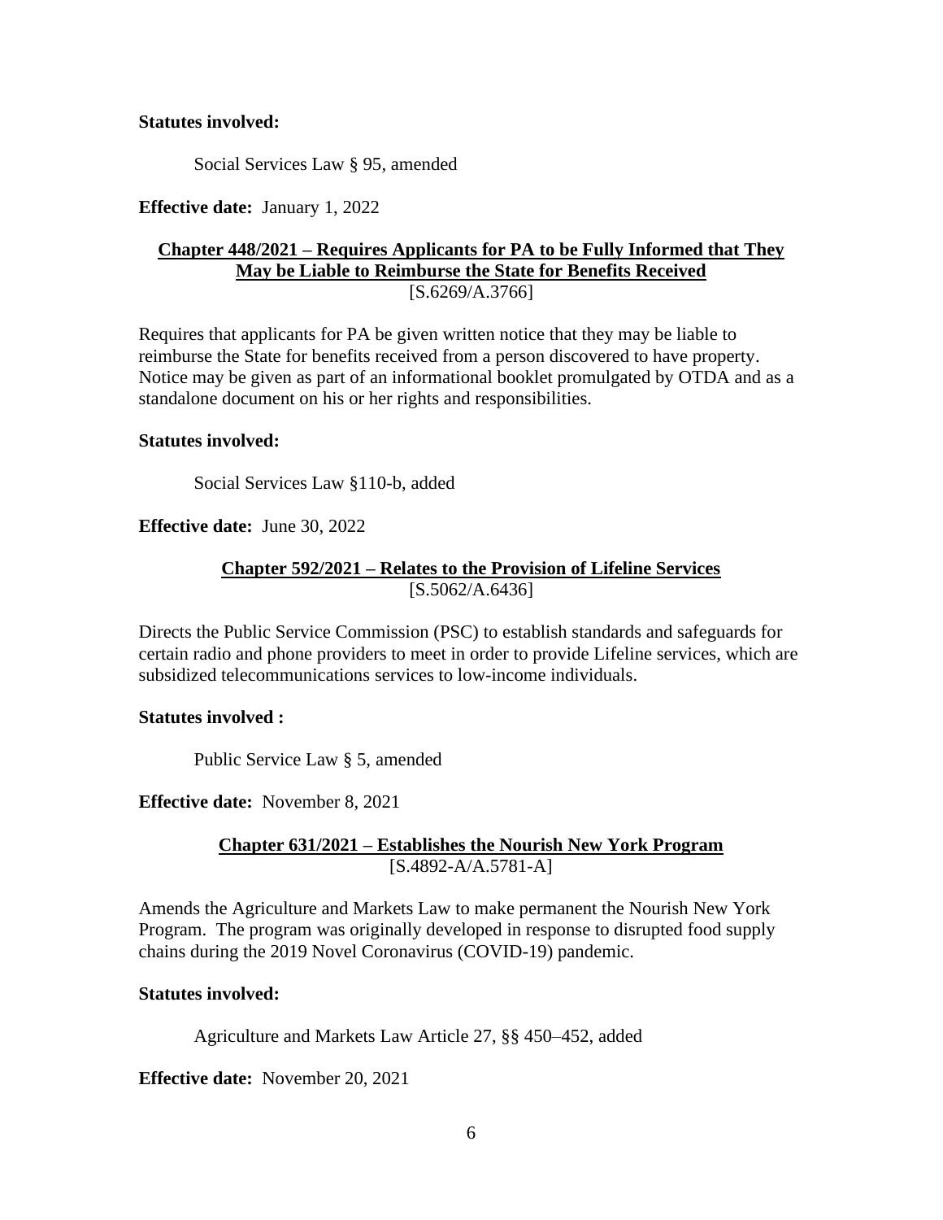**Statutes involved:**

Social Services Law § 95, amended

**Effective date:** January 1, 2022

## Chapter 448/2021 – Requires Applicants for PA to be Fully Informed that They May be Liable to Reimburse the State for Benefits Received

[S.6269/A.3766]

Requires that applicants for PA be given written notice that they may be liable to reimburse the State for benefits received from a person discovered to have property. Notice may be given as part of an informational booklet promulgated by OTDA and as a standalone document on his or her rights and responsibilities.

**Statutes involved:**

Social Services Law §110-b, added

**Effective date:** June 30, 2022

## Chapter 592/2021 – Relates to the Provision of Lifeline Services

[S.5062/A.6436]

Directs the Public Service Commission (PSC) to establish standards and safeguards for certain radio and phone providers to meet in order to provide Lifeline services, which are subsidized telecommunications services to low-income individuals.

**Statutes involved :**

Public Service Law § 5, amended

**Effective date:** November 8, 2021

## Chapter 631/2021 – Establishes the Nourish New York Program

[S.4892-A/A.5781-A]

Amends the Agriculture and Markets Law to make permanent the Nourish New York Program. The program was originally developed in response to disrupted food supply chains during the 2019 Novel Coronavirus (COVID-19) pandemic.

**Statutes involved:**

Agriculture and Markets Law Article 27, §§ 450–452, added

**Effective date:** November 20, 2021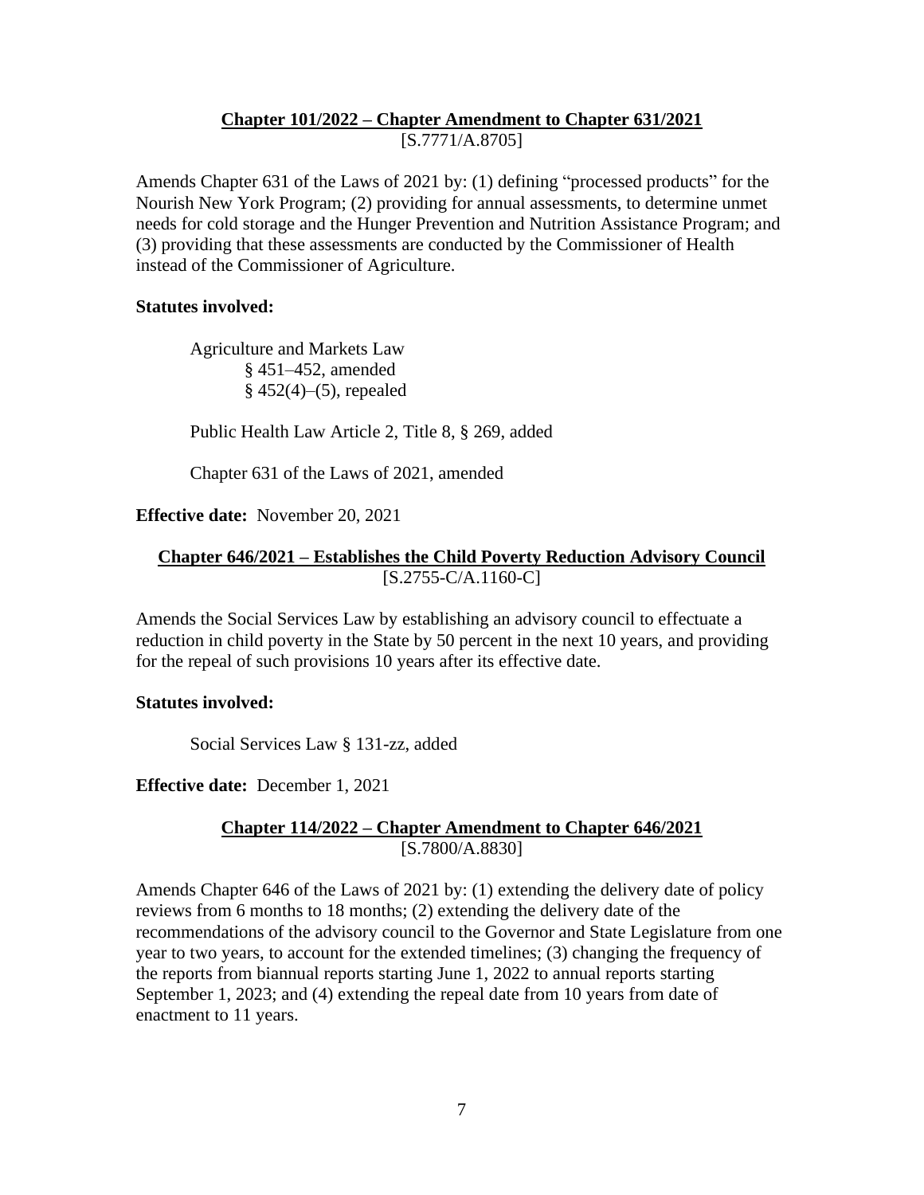**Chapter 101/2022 – Chapter Amendment to Chapter 631/2021**
[S.7771/A.8705]

Amends Chapter 631 of the Laws of 2021 by: (1) defining "processed products" for the Nourish New York Program; (2) providing for annual assessments, to determine unmet needs for cold storage and the Hunger Prevention and Nutrition Assistance Program; and (3) providing that these assessments are conducted by the Commissioner of Health instead of the Commissioner of Agriculture.

**Statutes involved:**

Agriculture and Markets Law
§ 451–452, amended
§ 452(4)–(5), repealed

Public Health Law Article 2, Title 8, § 269, added

Chapter 631 of the Laws of 2021, amended

**Effective date:** November 20, 2021

**Chapter 646/2021 – Establishes the Child Poverty Reduction Advisory Council**
[S.2755-C/A.1160-C]

Amends the Social Services Law by establishing an advisory council to effectuate a reduction in child poverty in the State by 50 percent in the next 10 years, and providing for the repeal of such provisions 10 years after its effective date.

**Statutes involved:**

Social Services Law § 131-zz, added

**Effective date:** December 1, 2021

**Chapter 114/2022 – Chapter Amendment to Chapter 646/2021**
[S.7800/A.8830]

Amends Chapter 646 of the Laws of 2021 by: (1) extending the delivery date of policy reviews from 6 months to 18 months; (2) extending the delivery date of the recommendations of the advisory council to the Governor and State Legislature from one year to two years, to account for the extended timelines; (3) changing the frequency of the reports from biannual reports starting June 1, 2022 to annual reports starting September 1, 2023; and (4) extending the repeal date from 10 years from date of enactment to 11 years.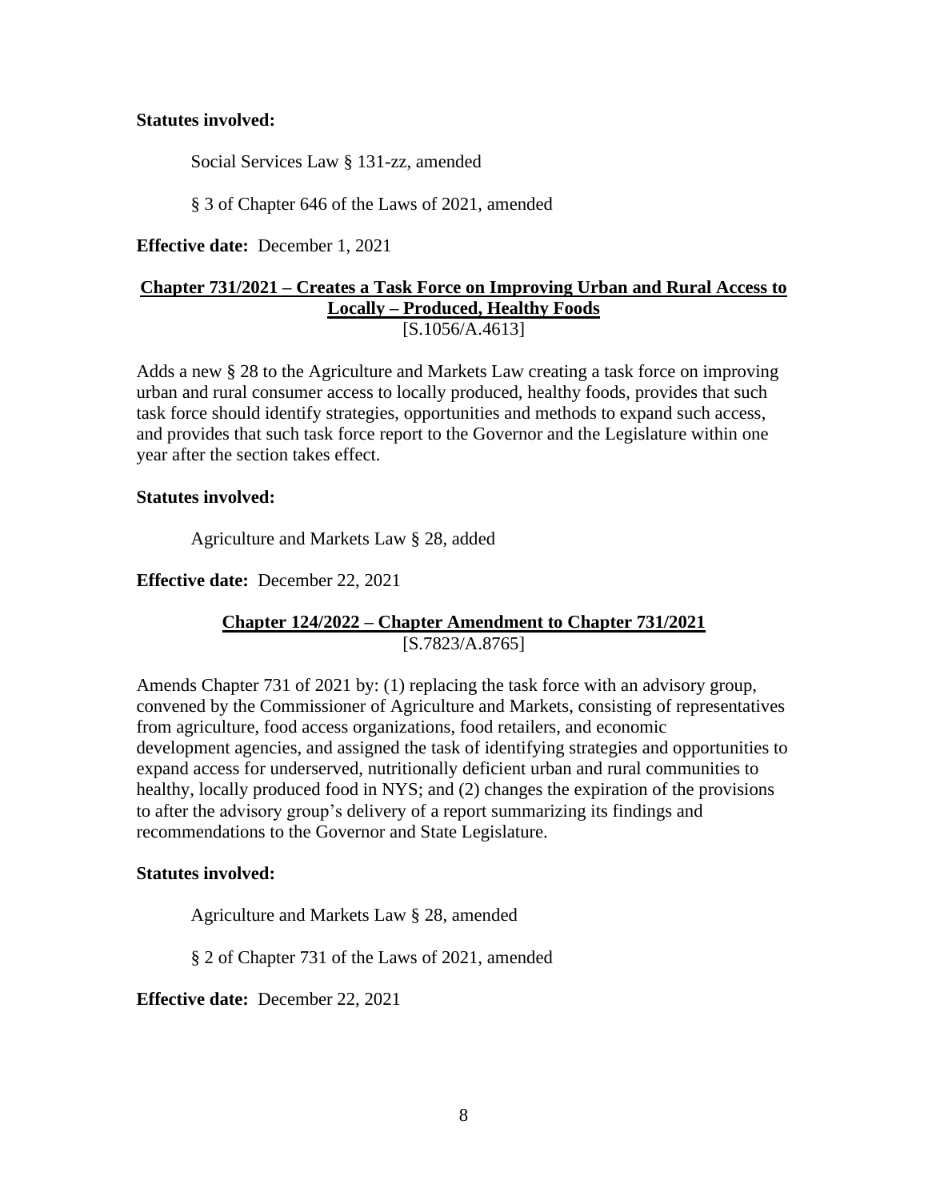**Statutes involved:**

Social Services Law § 131-zz, amended

§ 3 of Chapter 646 of the Laws of 2021, amended

**Effective date:** December 1, 2021

## Chapter 731/2021 – Creates a Task Force on Improving Urban and Rural Access to Locally – Produced, Healthy Foods

[S.1056/A.4613]

Adds a new § 28 to the Agriculture and Markets Law creating a task force on improving urban and rural consumer access to locally produced, healthy foods, provides that such task force should identify strategies, opportunities and methods to expand such access, and provides that such task force report to the Governor and the Legislature within one year after the section takes effect.

**Statutes involved:**

Agriculture and Markets Law § 28, added

**Effective date:** December 22, 2021

## Chapter 124/2022 – Chapter Amendment to Chapter 731/2021

[S.7823/A.8765]

Amends Chapter 731 of 2021 by: (1) replacing the task force with an advisory group, convened by the Commissioner of Agriculture and Markets, consisting of representatives from agriculture, food access organizations, food retailers, and economic development agencies, and assigned the task of identifying strategies and opportunities to expand access for underserved, nutritionally deficient urban and rural communities to healthy, locally produced food in NYS; and (2) changes the expiration of the provisions to after the advisory group's delivery of a report summarizing its findings and recommendations to the Governor and State Legislature.

**Statutes involved:**

Agriculture and Markets Law § 28, amended

§ 2 of Chapter 731 of the Laws of 2021, amended

**Effective date:** December 22, 2021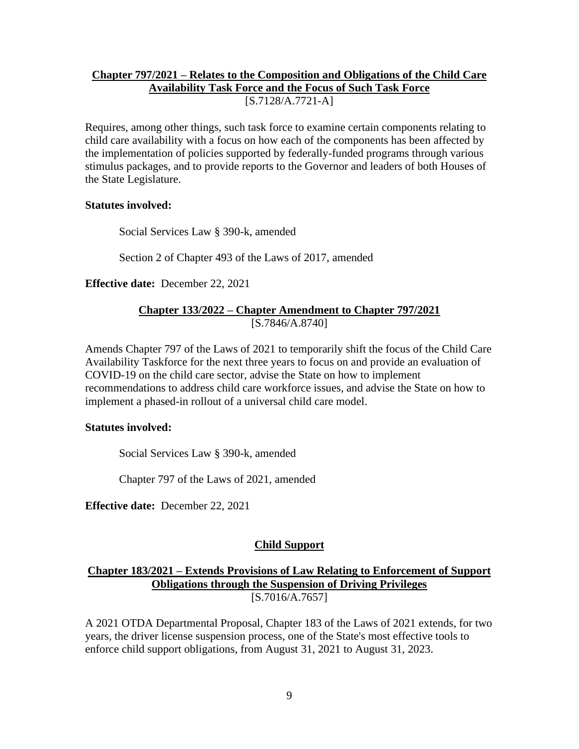**Chapter 797/2021 – Relates to the Composition and Obligations of the Child Care Availability Task Force and the Focus of Such Task Force**
[S.7128/A.7721-A]

Requires, among other things, such task force to examine certain components relating to child care availability with a focus on how each of the components has been affected by the implementation of policies supported by federally-funded programs through various stimulus packages, and to provide reports to the Governor and leaders of both Houses of the State Legislature.

**Statutes involved:**

Social Services Law § 390-k, amended

Section 2 of Chapter 493 of the Laws of 2017, amended

**Effective date:** December 22, 2021

**Chapter 133/2022 – Chapter Amendment to Chapter 797/2021**
[S.7846/A.8740]

Amends Chapter 797 of the Laws of 2021 to temporarily shift the focus of the Child Care Availability Taskforce for the next three years to focus on and provide an evaluation of COVID-19 on the child care sector, advise the State on how to implement recommendations to address child care workforce issues, and advise the State on how to implement a phased-in rollout of a universal child care model.

**Statutes involved:**

Social Services Law § 390-k, amended

Chapter 797 of the Laws of 2021, amended

**Effective date:** December 22, 2021

## Child Support

**Chapter 183/2021 – Extends Provisions of Law Relating to Enforcement of Support Obligations through the Suspension of Driving Privileges**
[S.7016/A.7657]

A 2021 OTDA Departmental Proposal, Chapter 183 of the Laws of 2021 extends, for two years, the driver license suspension process, one of the State's most effective tools to enforce child support obligations, from August 31, 2021 to August 31, 2023.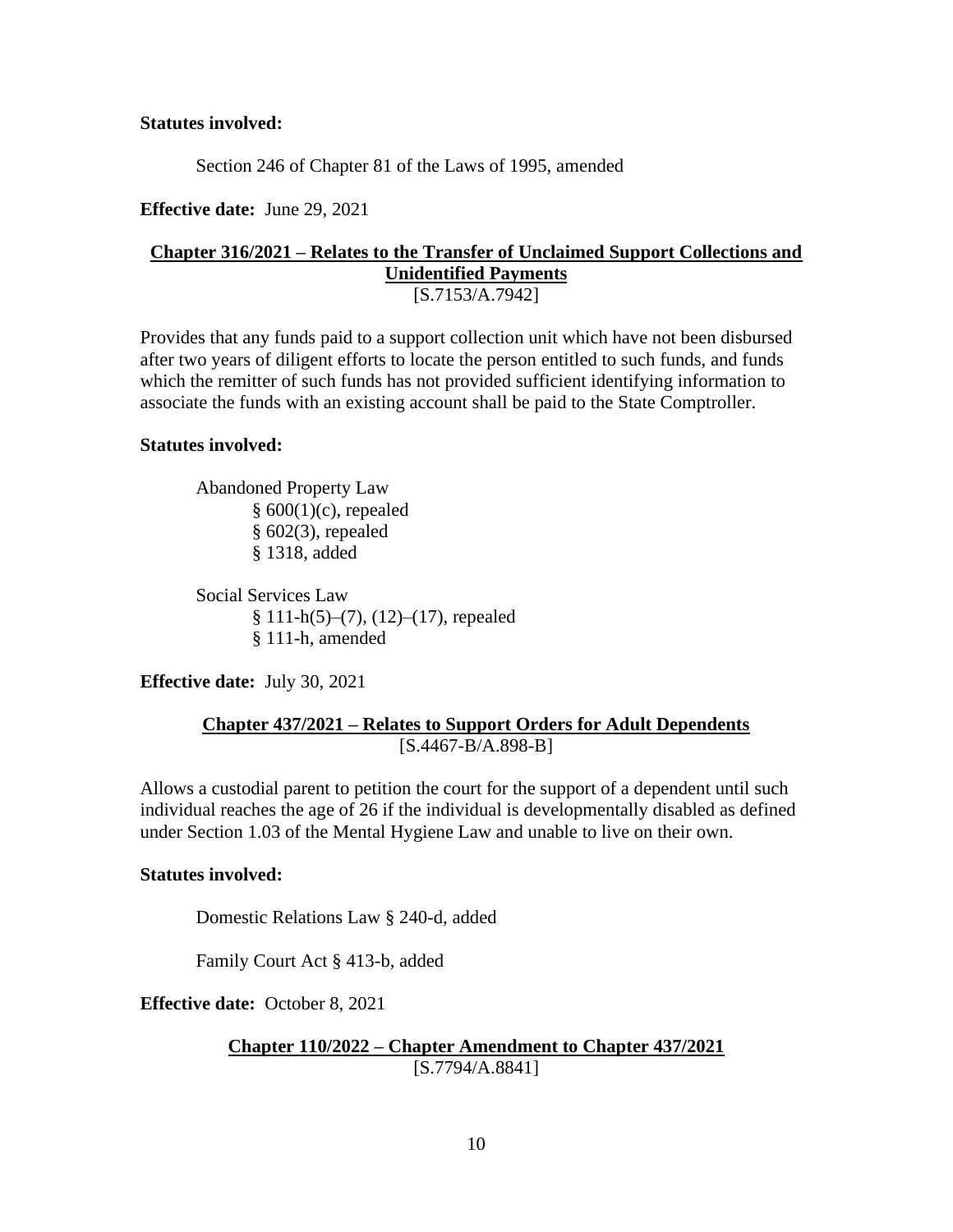**Statutes involved:**

Section 246 of Chapter 81 of the Laws of 1995, amended

**Effective date:** June 29, 2021

## Chapter 316/2021 – Relates to the Transfer of Unclaimed Support Collections and Unidentified Payments

[S.7153/A.7942]

Provides that any funds paid to a support collection unit which have not been disbursed after two years of diligent efforts to locate the person entitled to such funds, and funds which the remitter of such funds has not provided sufficient identifying information to associate the funds with an existing account shall be paid to the State Comptroller.

**Statutes involved:**

Abandoned Property Law
- § 600(1)(c), repealed
- § 602(3), repealed
- § 1318, added

Social Services Law
- § 111-h(5)–(7), (12)–(17), repealed
- § 111-h, amended

**Effective date:** July 30, 2021

## Chapter 437/2021 – Relates to Support Orders for Adult Dependents

[S.4467-B/A.898-B]

Allows a custodial parent to petition the court for the support of a dependent until such individual reaches the age of 26 if the individual is developmentally disabled as defined under Section 1.03 of the Mental Hygiene Law and unable to live on their own.

**Statutes involved:**

Domestic Relations Law § 240-d, added

Family Court Act § 413-b, added

**Effective date:** October 8, 2021

## Chapter 110/2022 – Chapter Amendment to Chapter 437/2021

[S.7794/A.8841]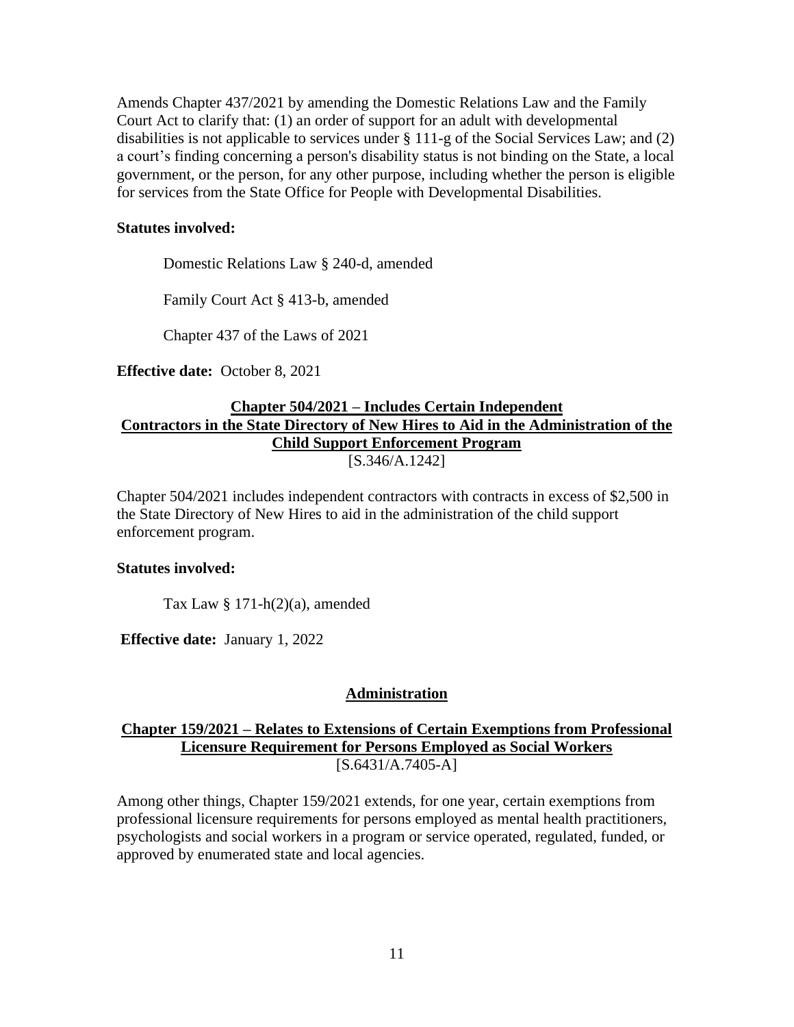Amends Chapter 437/2021 by amending the Domestic Relations Law and the Family Court Act to clarify that: (1) an order of support for an adult with developmental disabilities is not applicable to services under § 111-g of the Social Services Law; and (2) a court's finding concerning a person's disability status is not binding on the State, a local government, or the person, for any other purpose, including whether the person is eligible for services from the State Office for People with Developmental Disabilities.

**Statutes involved:**

Domestic Relations Law § 240-d, amended

Family Court Act § 413-b, amended

Chapter 437 of the Laws of 2021

**Effective date:** October 8, 2021

### Chapter 504/2021 – Includes Certain Independent Contractors in the State Directory of New Hires to Aid in the Administration of the Child Support Enforcement Program

[S.346/A.1242]

Chapter 504/2021 includes independent contractors with contracts in excess of $2,500 in the State Directory of New Hires to aid in the administration of the child support enforcement program.

**Statutes involved:**

Tax Law § 171-h(2)(a), amended

**Effective date:** January 1, 2022

## Administration

### Chapter 159/2021 – Relates to Extensions of Certain Exemptions from Professional Licensure Requirement for Persons Employed as Social Workers

[S.6431/A.7405-A]

Among other things, Chapter 159/2021 extends, for one year, certain exemptions from professional licensure requirements for persons employed as mental health practitioners, psychologists and social workers in a program or service operated, regulated, funded, or approved by enumerated state and local agencies.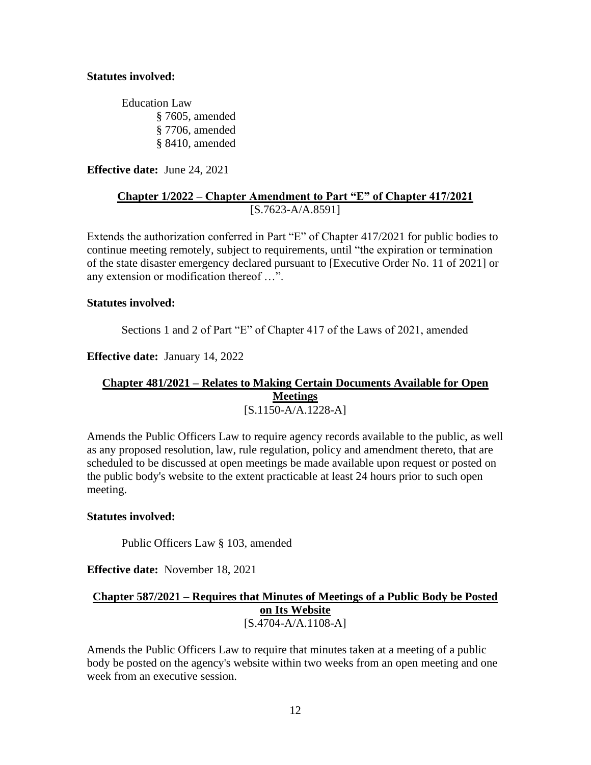**Statutes involved:**

Education Law
§ 7605, amended
§ 7706, amended
§ 8410, amended

**Effective date:** June 24, 2021

**Chapter 1/2022 – Chapter Amendment to Part "E" of Chapter 417/2021**
[S.7623-A/A.8591]

Extends the authorization conferred in Part "E" of Chapter 417/2021 for public bodies to continue meeting remotely, subject to requirements, until "the expiration or termination of the state disaster emergency declared pursuant to [Executive Order No. 11 of 2021] or any extension or modification thereof …".

**Statutes involved:**

Sections 1 and 2 of Part "E" of Chapter 417 of the Laws of 2021, amended

**Effective date:** January 14, 2022

**Chapter 481/2021 – Relates to Making Certain Documents Available for Open Meetings**
[S.1150-A/A.1228-A]

Amends the Public Officers Law to require agency records available to the public, as well as any proposed resolution, law, rule regulation, policy and amendment thereto, that are scheduled to be discussed at open meetings be made available upon request or posted on the public body's website to the extent practicable at least 24 hours prior to such open meeting.

**Statutes involved:**

Public Officers Law § 103, amended

**Effective date:** November 18, 2021

**Chapter 587/2021 – Requires that Minutes of Meetings of a Public Body be Posted on Its Website**
[S.4704-A/A.1108-A]

Amends the Public Officers Law to require that minutes taken at a meeting of a public body be posted on the agency's website within two weeks from an open meeting and one week from an executive session.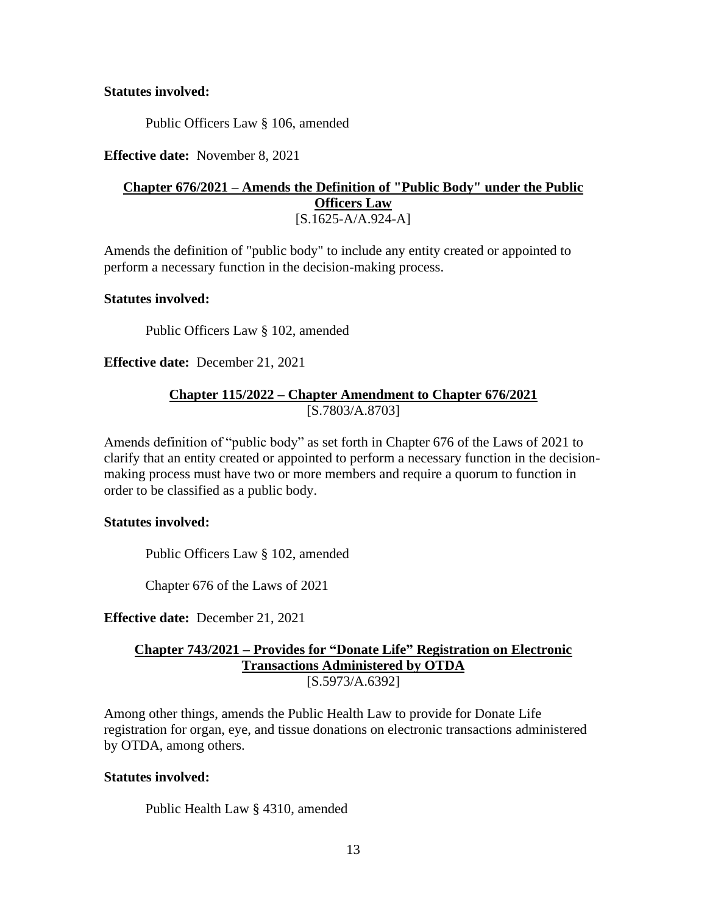**Statutes involved:**

Public Officers Law § 106, amended

**Effective date:** November 8, 2021

## Chapter 676/2021 – Amends the Definition of "Public Body" under the Public Officers Law

[S.1625-A/A.924-A]

Amends the definition of "public body" to include any entity created or appointed to perform a necessary function in the decision-making process.

**Statutes involved:**

Public Officers Law § 102, amended

**Effective date:** December 21, 2021

## Chapter 115/2022 – Chapter Amendment to Chapter 676/2021

[S.7803/A.8703]

Amends definition of "public body" as set forth in Chapter 676 of the Laws of 2021 to clarify that an entity created or appointed to perform a necessary function in the decision-making process must have two or more members and require a quorum to function in order to be classified as a public body.

**Statutes involved:**

Public Officers Law § 102, amended

Chapter 676 of the Laws of 2021

**Effective date:** December 21, 2021

## Chapter 743/2021 – Provides for "Donate Life" Registration on Electronic Transactions Administered by OTDA

[S.5973/A.6392]

Among other things, amends the Public Health Law to provide for Donate Life registration for organ, eye, and tissue donations on electronic transactions administered by OTDA, among others.

**Statutes involved:**

Public Health Law § 4310, amended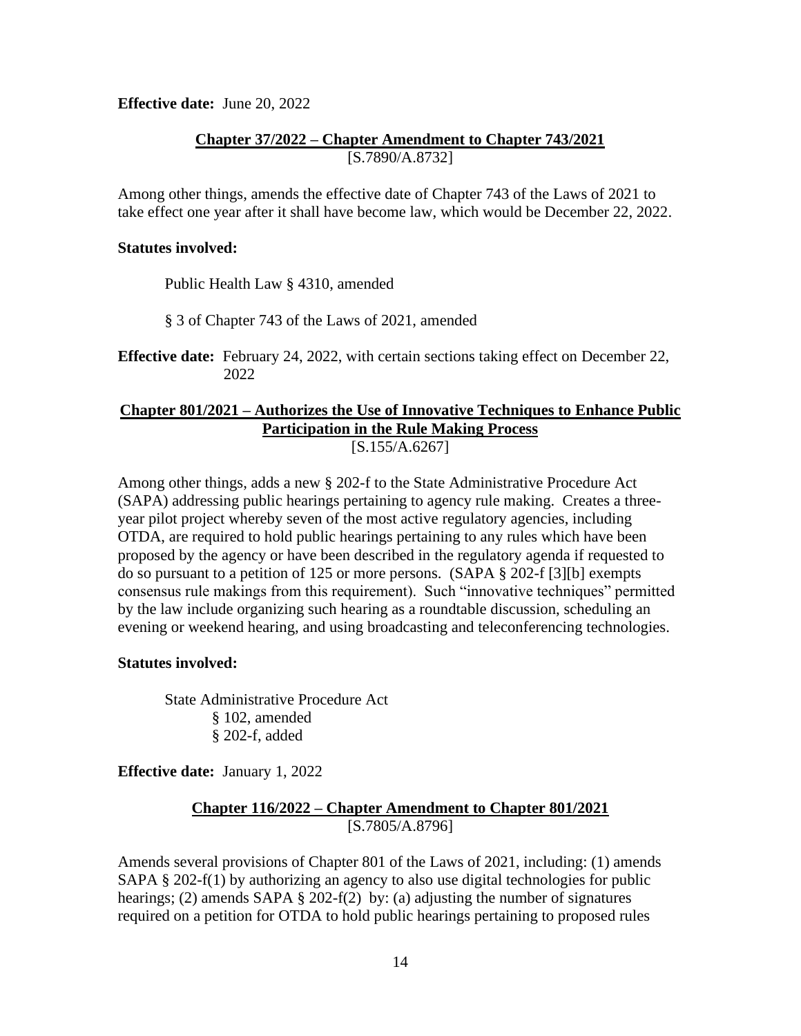**Effective date:** June 20, 2022

**Chapter 37/2022 – Chapter Amendment to Chapter 743/2021**
[S.7890/A.8732]

Among other things, amends the effective date of Chapter 743 of the Laws of 2021 to take effect one year after it shall have become law, which would be December 22, 2022.

**Statutes involved:**

Public Health Law § 4310, amended

§ 3 of Chapter 743 of the Laws of 2021, amended

**Effective date:** February 24, 2022, with certain sections taking effect on December 22, 2022

**Chapter 801/2021 – Authorizes the Use of Innovative Techniques to Enhance Public Participation in the Rule Making Process**
[S.155/A.6267]

Among other things, adds a new § 202-f to the State Administrative Procedure Act (SAPA) addressing public hearings pertaining to agency rule making. Creates a three-year pilot project whereby seven of the most active regulatory agencies, including OTDA, are required to hold public hearings pertaining to any rules which have been proposed by the agency or have been described in the regulatory agenda if requested to do so pursuant to a petition of 125 or more persons. (SAPA § 202-f [3][b] exempts consensus rule makings from this requirement). Such "innovative techniques" permitted by the law include organizing such hearing as a roundtable discussion, scheduling an evening or weekend hearing, and using broadcasting and teleconferencing technologies.

**Statutes involved:**

State Administrative Procedure Act
- § 102, amended
- § 202-f, added

**Effective date:** January 1, 2022

**Chapter 116/2022 – Chapter Amendment to Chapter 801/2021**
[S.7805/A.8796]

Amends several provisions of Chapter 801 of the Laws of 2021, including: (1) amends SAPA § 202-f(1) by authorizing an agency to also use digital technologies for public hearings; (2) amends SAPA § 202-f(2) by: (a) adjusting the number of signatures required on a petition for OTDA to hold public hearings pertaining to proposed rules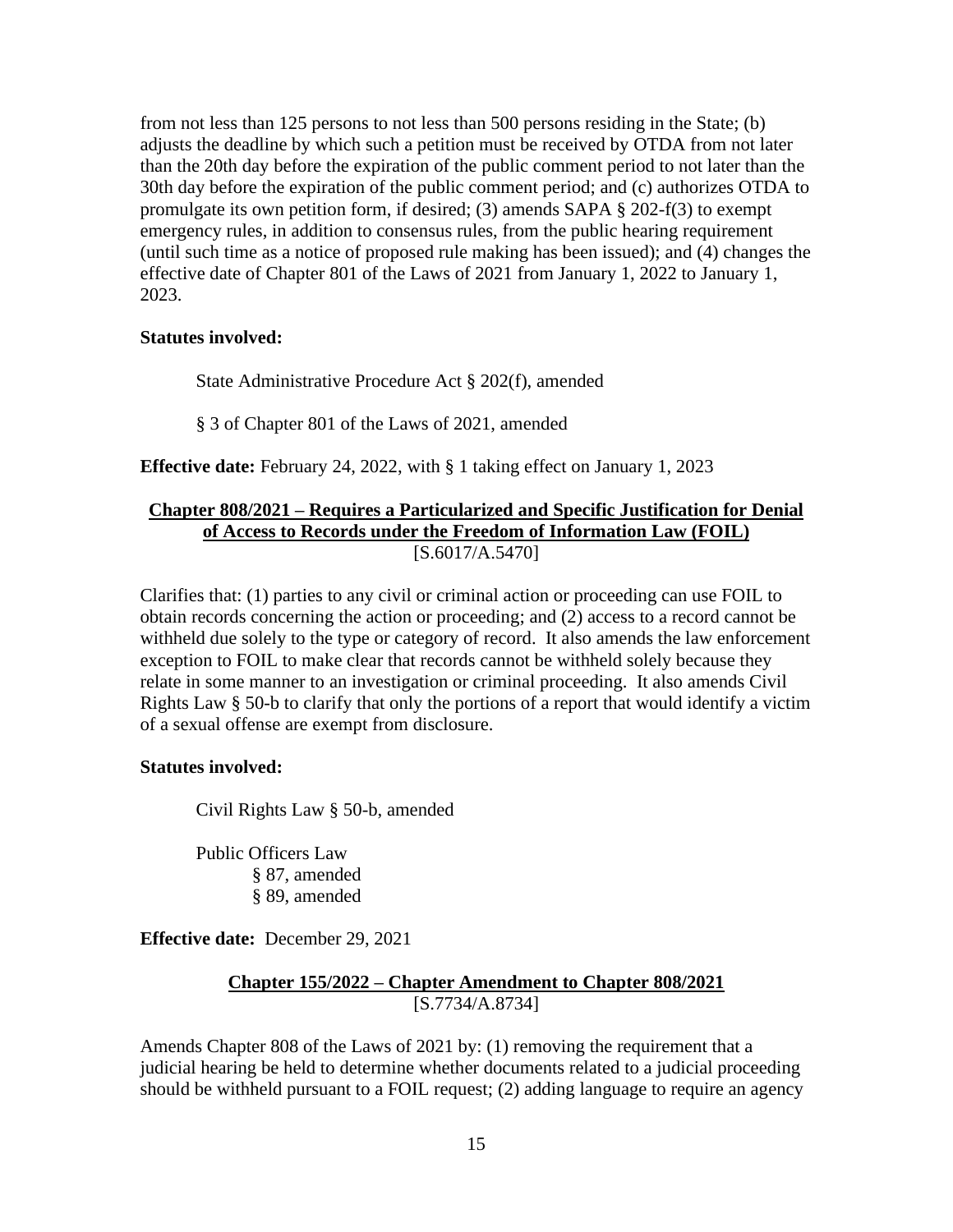from not less than 125 persons to not less than 500 persons residing in the State; (b) adjusts the deadline by which such a petition must be received by OTDA from not later than the 20th day before the expiration of the public comment period to not later than the 30th day before the expiration of the public comment period; and (c) authorizes OTDA to promulgate its own petition form, if desired; (3) amends SAPA § 202-f(3) to exempt emergency rules, in addition to consensus rules, from the public hearing requirement (until such time as a notice of proposed rule making has been issued); and (4) changes the effective date of Chapter 801 of the Laws of 2021 from January 1, 2022 to January 1, 2023.

**Statutes involved:**

State Administrative Procedure Act § 202(f), amended

§ 3 of Chapter 801 of the Laws of 2021, amended

**Effective date:** February 24, 2022, with § 1 taking effect on January 1, 2023

### Chapter 808/2021 – Requires a Particularized and Specific Justification for Denial of Access to Records under the Freedom of Information Law (FOIL)

[S.6017/A.5470]

Clarifies that: (1) parties to any civil or criminal action or proceeding can use FOIL to obtain records concerning the action or proceeding; and (2) access to a record cannot be withheld due solely to the type or category of record. It also amends the law enforcement exception to FOIL to make clear that records cannot be withheld solely because they relate in some manner to an investigation or criminal proceeding. It also amends Civil Rights Law § 50-b to clarify that only the portions of a report that would identify a victim of a sexual offense are exempt from disclosure.

**Statutes involved:**

Civil Rights Law § 50-b, amended

Public Officers Law
- § 87, amended
- § 89, amended

**Effective date:** December 29, 2021

### Chapter 155/2022 – Chapter Amendment to Chapter 808/2021

[S.7734/A.8734]

Amends Chapter 808 of the Laws of 2021 by: (1) removing the requirement that a judicial hearing be held to determine whether documents related to a judicial proceeding should be withheld pursuant to a FOIL request; (2) adding language to require an agency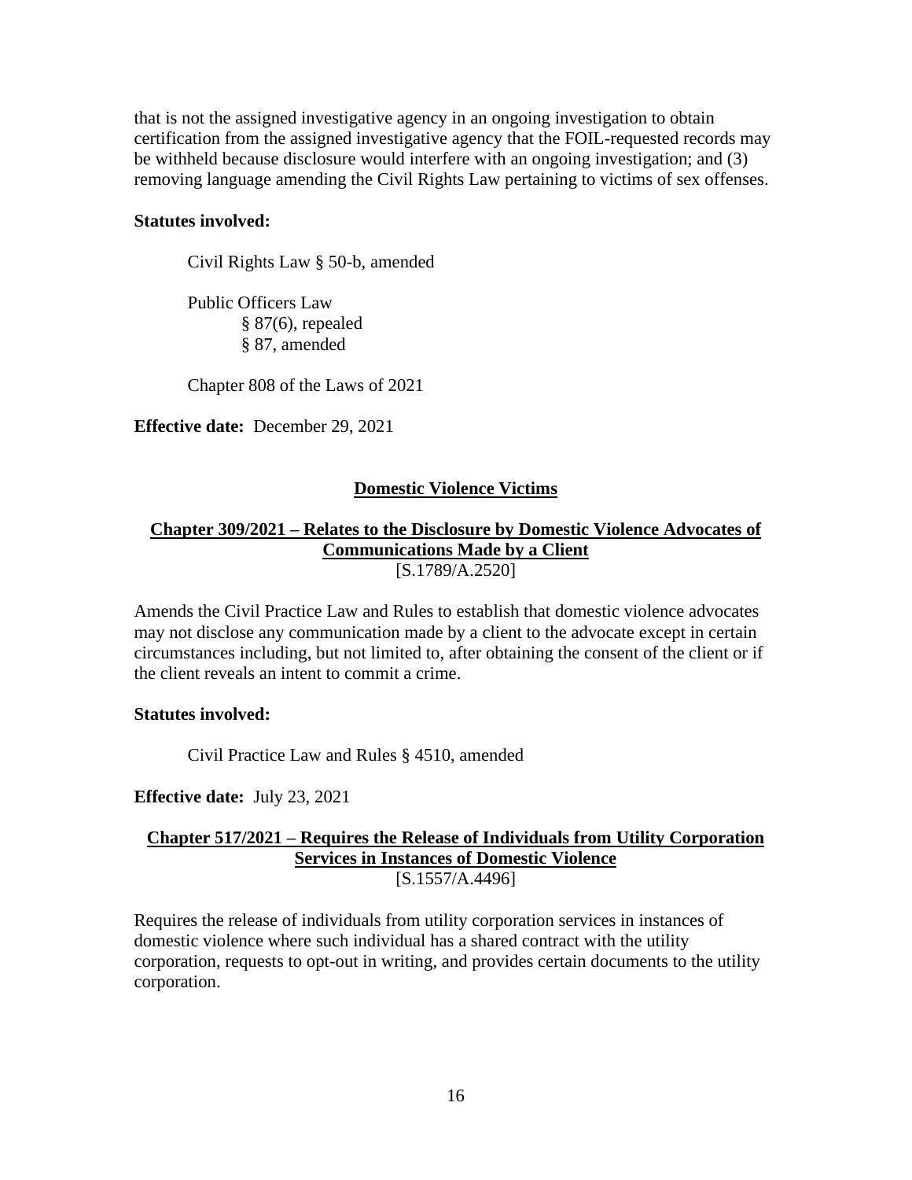that is not the assigned investigative agency in an ongoing investigation to obtain certification from the assigned investigative agency that the FOIL-requested records may be withheld because disclosure would interfere with an ongoing investigation; and (3) removing language amending the Civil Rights Law pertaining to victims of sex offenses.

**Statutes involved:**

Civil Rights Law § 50-b, amended

Public Officers Law
§ 87(6), repealed
§ 87, amended

Chapter 808 of the Laws of 2021

**Effective date:** December 29, 2021

## Domestic Violence Victims

### Chapter 309/2021 – Relates to the Disclosure by Domestic Violence Advocates of Communications Made by a Client

[S.1789/A.2520]

Amends the Civil Practice Law and Rules to establish that domestic violence advocates may not disclose any communication made by a client to the advocate except in certain circumstances including, but not limited to, after obtaining the consent of the client or if the client reveals an intent to commit a crime.

**Statutes involved:**

Civil Practice Law and Rules § 4510, amended

**Effective date:** July 23, 2021

### Chapter 517/2021 – Requires the Release of Individuals from Utility Corporation Services in Instances of Domestic Violence

[S.1557/A.4496]

Requires the release of individuals from utility corporation services in instances of domestic violence where such individual has a shared contract with the utility corporation, requests to opt-out in writing, and provides certain documents to the utility corporation.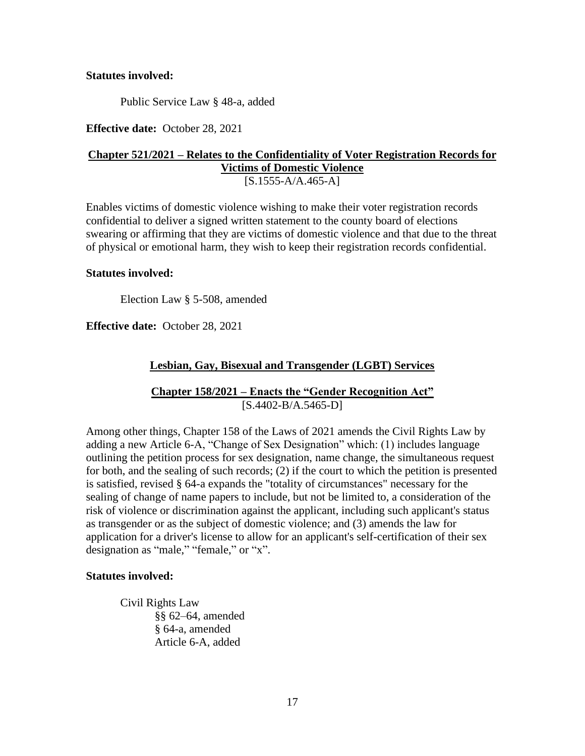**Statutes involved:**

Public Service Law § 48-a, added

**Effective date:** October 28, 2021

## Chapter 521/2021 – Relates to the Confidentiality of Voter Registration Records for Victims of Domestic Violence

[S.1555-A/A.465-A]

Enables victims of domestic violence wishing to make their voter registration records confidential to deliver a signed written statement to the county board of elections swearing or affirming that they are victims of domestic violence and that due to the threat of physical or emotional harm, they wish to keep their registration records confidential.

**Statutes involved:**

Election Law § 5-508, amended

**Effective date:** October 28, 2021

# Lesbian, Gay, Bisexual and Transgender (LGBT) Services

## Chapter 158/2021 – Enacts the "Gender Recognition Act"

[S.4402-B/A.5465-D]

Among other things, Chapter 158 of the Laws of 2021 amends the Civil Rights Law by adding a new Article 6-A, "Change of Sex Designation" which: (1) includes language outlining the petition process for sex designation, name change, the simultaneous request for both, and the sealing of such records; (2) if the court to which the petition is presented is satisfied, revised § 64-a expands the "totality of circumstances" necessary for the sealing of change of name papers to include, but not be limited to, a consideration of the risk of violence or discrimination against the applicant, including such applicant's status as transgender or as the subject of domestic violence; and (3) amends the law for application for a driver's license to allow for an applicant's self-certification of their sex designation as "male," "female," or "x".

**Statutes involved:**

Civil Rights Law
- §§ 62–64, amended
- § 64-a, amended
- Article 6-A, added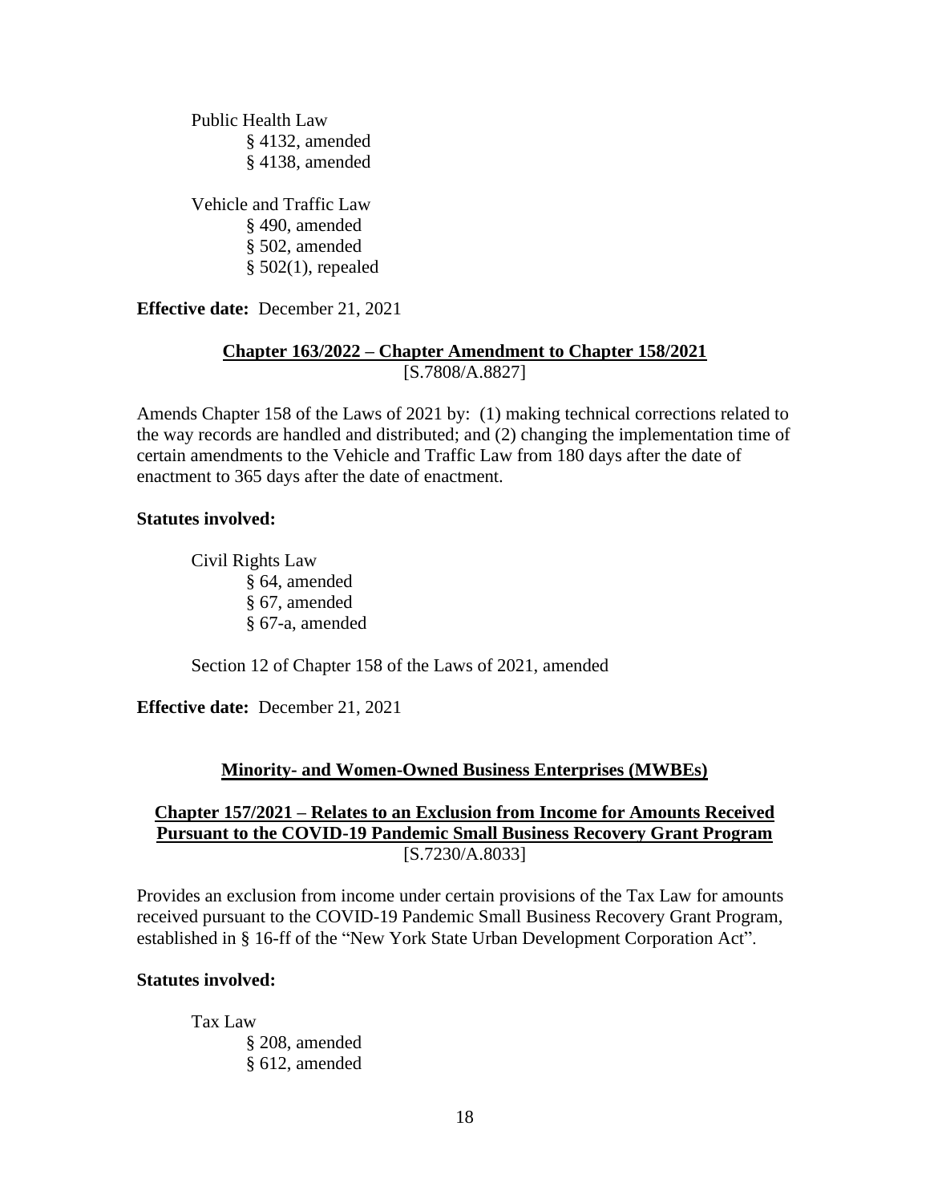Public Health Law
- § 4132, amended
- § 4138, amended

Vehicle and Traffic Law
- § 490, amended
- § 502, amended
- § 502(1), repealed

**Effective date:** December 21, 2021

### Chapter 163/2022 – Chapter Amendment to Chapter 158/2021
[S.7808/A.8827]

Amends Chapter 158 of the Laws of 2021 by: (1) making technical corrections related to the way records are handled and distributed; and (2) changing the implementation time of certain amendments to the Vehicle and Traffic Law from 180 days after the date of enactment to 365 days after the date of enactment.

**Statutes involved:**

Civil Rights Law
- § 64, amended
- § 67, amended
- § 67-a, amended

Section 12 of Chapter 158 of the Laws of 2021, amended

**Effective date:** December 21, 2021

## Minority- and Women-Owned Business Enterprises (MWBEs)

### Chapter 157/2021 – Relates to an Exclusion from Income for Amounts Received Pursuant to the COVID-19 Pandemic Small Business Recovery Grant Program
[S.7230/A.8033]

Provides an exclusion from income under certain provisions of the Tax Law for amounts received pursuant to the COVID-19 Pandemic Small Business Recovery Grant Program, established in § 16-ff of the "New York State Urban Development Corporation Act".

**Statutes involved:**

Tax Law
- § 208, amended
- § 612, amended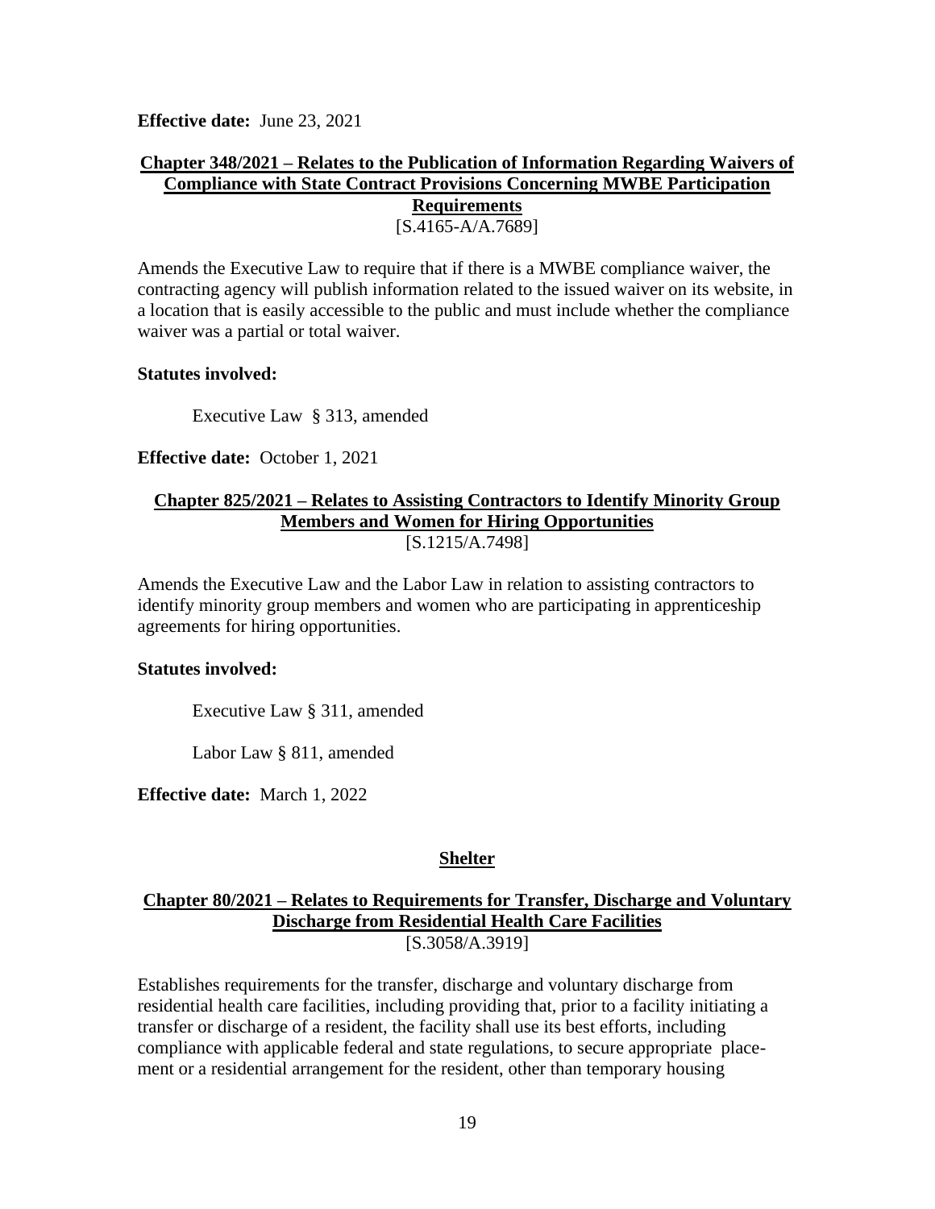**Effective date:** June 23, 2021

**Chapter 348/2021 – Relates to the Publication of Information Regarding Waivers of Compliance with State Contract Provisions Concerning MWBE Participation Requirements**
[S.4165-A/A.7689]

Amends the Executive Law to require that if there is a MWBE compliance waiver, the contracting agency will publish information related to the issued waiver on its website, in a location that is easily accessible to the public and must include whether the compliance waiver was a partial or total waiver.

**Statutes involved:**

Executive Law § 313, amended

**Effective date:** October 1, 2021

**Chapter 825/2021 – Relates to Assisting Contractors to Identify Minority Group Members and Women for Hiring Opportunities**
[S.1215/A.7498]

Amends the Executive Law and the Labor Law in relation to assisting contractors to identify minority group members and women who are participating in apprenticeship agreements for hiring opportunities.

**Statutes involved:**

Executive Law § 311, amended

Labor Law § 811, amended

**Effective date:** March 1, 2022

## Shelter

**Chapter 80/2021 – Relates to Requirements for Transfer, Discharge and Voluntary Discharge from Residential Health Care Facilities**
[S.3058/A.3919]

Establishes requirements for the transfer, discharge and voluntary discharge from residential health care facilities, including providing that, prior to a facility initiating a transfer or discharge of a resident, the facility shall use its best efforts, including compliance with applicable federal and state regulations, to secure appropriate placement or a residential arrangement for the resident, other than temporary housing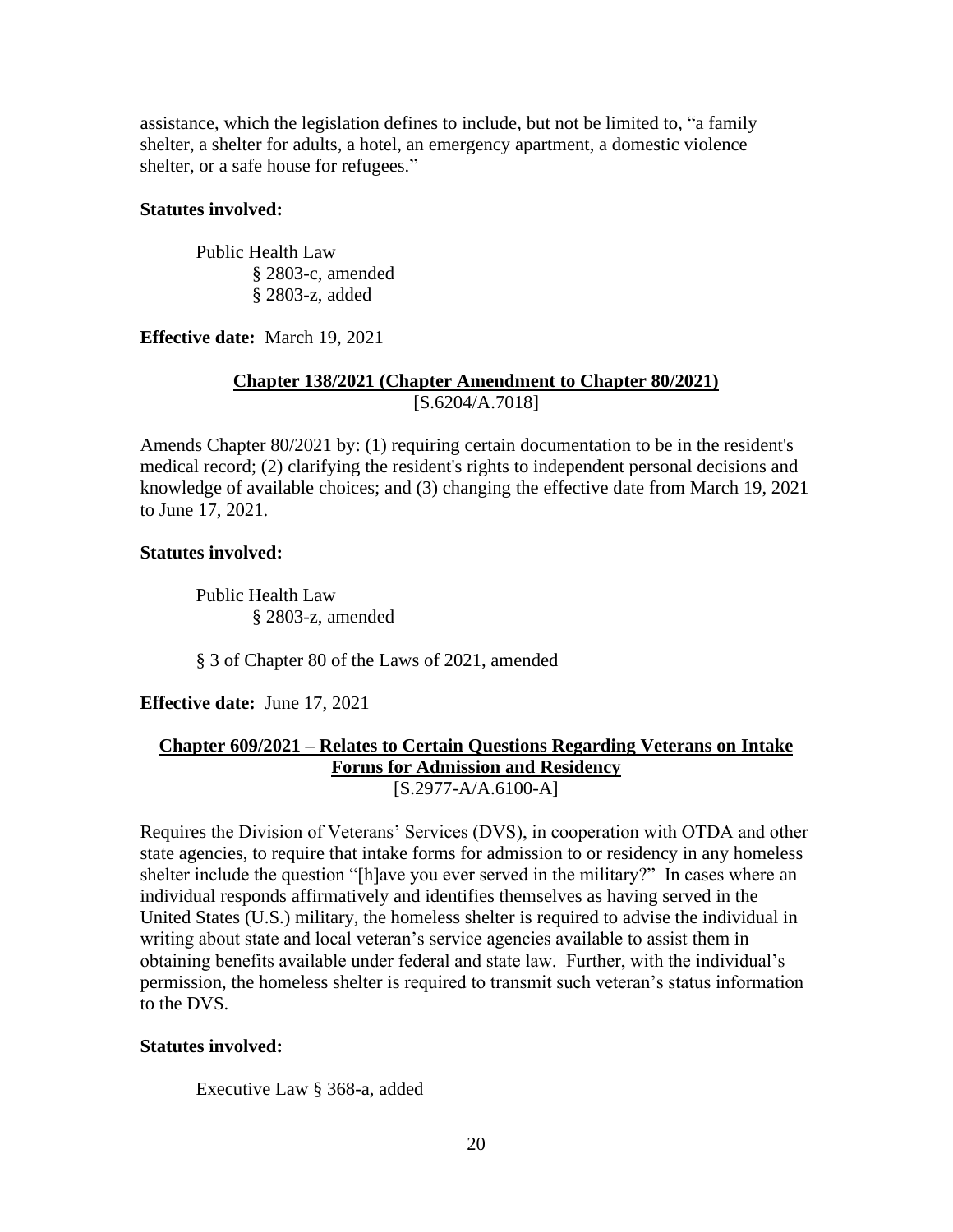assistance, which the legislation defines to include, but not be limited to, "a family shelter, a shelter for adults, a hotel, an emergency apartment, a domestic violence shelter, or a safe house for refugees."

**Statutes involved:**

> Public Health Law
> > § 2803-c, amended
> > § 2803-z, added

**Effective date:** March 19, 2021

**Chapter 138/2021 (Chapter Amendment to Chapter 80/2021)**
[S.6204/A.7018]

Amends Chapter 80/2021 by: (1) requiring certain documentation to be in the resident's medical record; (2) clarifying the resident's rights to independent personal decisions and knowledge of available choices; and (3) changing the effective date from March 19, 2021 to June 17, 2021.

**Statutes involved:**

> Public Health Law
> > § 2803-z, amended
>
> § 3 of Chapter 80 of the Laws of 2021, amended

**Effective date:** June 17, 2021

**Chapter 609/2021 – Relates to Certain Questions Regarding Veterans on Intake Forms for Admission and Residency**
[S.2977-A/A.6100-A]

Requires the Division of Veterans' Services (DVS), in cooperation with OTDA and other state agencies, to require that intake forms for admission to or residency in any homeless shelter include the question "[h]ave you ever served in the military?" In cases where an individual responds affirmatively and identifies themselves as having served in the United States (U.S.) military, the homeless shelter is required to advise the individual in writing about state and local veteran's service agencies available to assist them in obtaining benefits available under federal and state law. Further, with the individual's permission, the homeless shelter is required to transmit such veteran's status information to the DVS.

**Statutes involved:**

> Executive Law § 368-a, added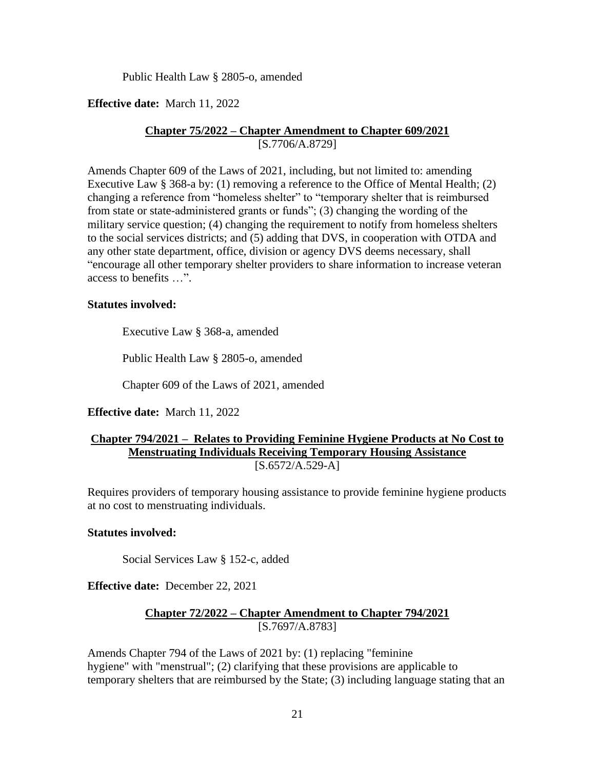Public Health Law § 2805-o, amended

**Effective date:** March 11, 2022

**Chapter 75/2022 – Chapter Amendment to Chapter 609/2021**
[S.7706/A.8729]

Amends Chapter 609 of the Laws of 2021, including, but not limited to: amending Executive Law § 368-a by: (1) removing a reference to the Office of Mental Health; (2) changing a reference from "homeless shelter" to "temporary shelter that is reimbursed from state or state-administered grants or funds"; (3) changing the wording of the military service question; (4) changing the requirement to notify from homeless shelters to the social services districts; and (5) adding that DVS, in cooperation with OTDA and any other state department, office, division or agency DVS deems necessary, shall "encourage all other temporary shelter providers to share information to increase veteran access to benefits …".

**Statutes involved:**

Executive Law § 368-a, amended

Public Health Law § 2805-o, amended

Chapter 609 of the Laws of 2021, amended

**Effective date:** March 11, 2022

**Chapter 794/2021 – Relates to Providing Feminine Hygiene Products at No Cost to Menstruating Individuals Receiving Temporary Housing Assistance**
[S.6572/A.529-A]

Requires providers of temporary housing assistance to provide feminine hygiene products at no cost to menstruating individuals.

**Statutes involved:**

Social Services Law § 152-c, added

**Effective date:** December 22, 2021

**Chapter 72/2022 – Chapter Amendment to Chapter 794/2021**
[S.7697/A.8783]

Amends Chapter 794 of the Laws of 2021 by: (1) replacing "feminine hygiene" with "menstrual"; (2) clarifying that these provisions are applicable to temporary shelters that are reimbursed by the State; (3) including language stating that an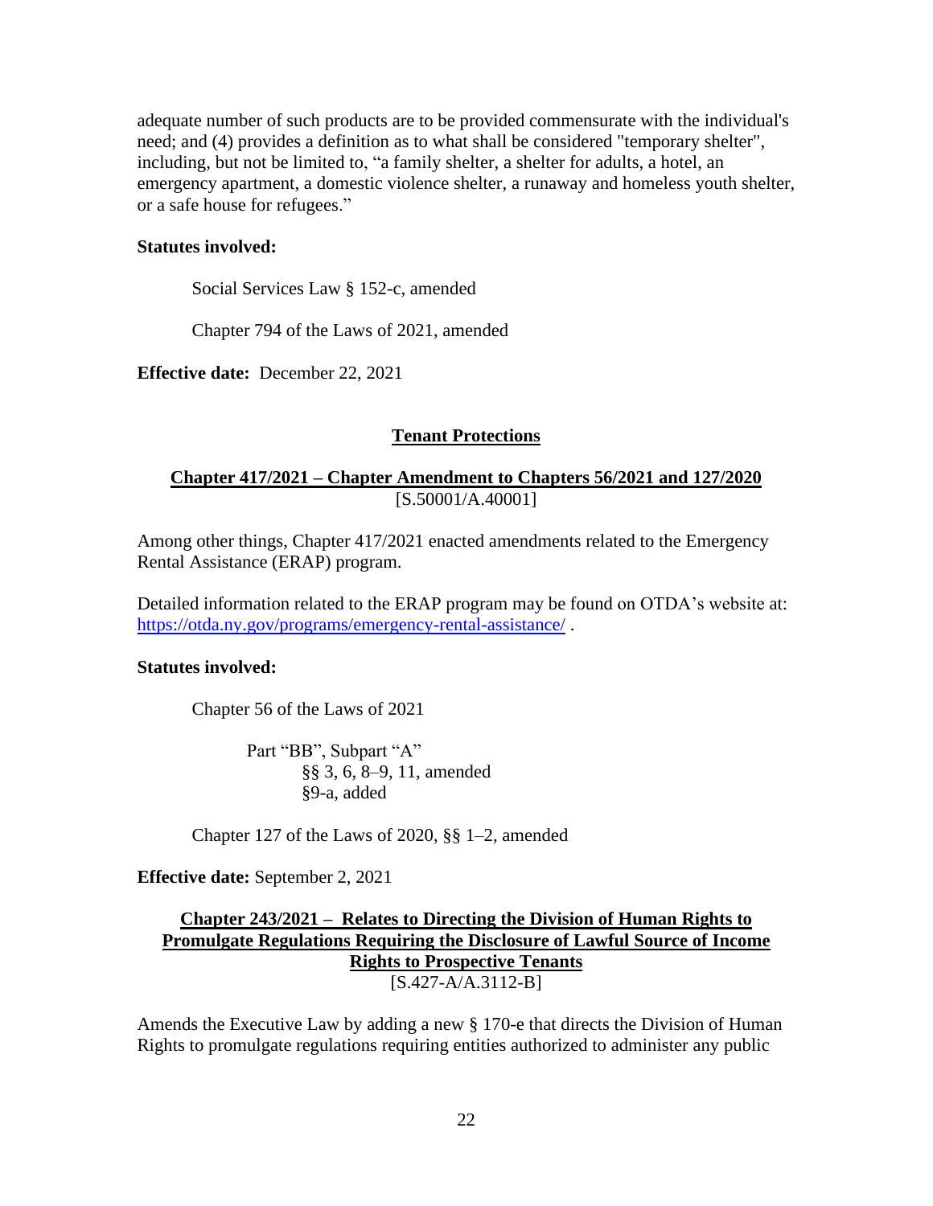adequate number of such products are to be provided commensurate with the individual's need; and (4) provides a definition as to what shall be considered "temporary shelter", including, but not be limited to, “a family shelter, a shelter for adults, a hotel, an emergency apartment, a domestic violence shelter, a runaway and homeless youth shelter, or a safe house for refugees.”

**Statutes involved:**

Social Services Law § 152-c, amended

Chapter 794 of the Laws of 2021, amended

**Effective date:** December 22, 2021

## Tenant Protections

### Chapter 417/2021 – Chapter Amendment to Chapters 56/2021 and 127/2020
[S.50001/A.40001]

Among other things, Chapter 417/2021 enacted amendments related to the Emergency Rental Assistance (ERAP) program.

Detailed information related to the ERAP program may be found on OTDA’s website at: https://otda.ny.gov/programs/emergency-rental-assistance/ .

**Statutes involved:**

Chapter 56 of the Laws of 2021

Part “BB”, Subpart “A”
§§ 3, 6, 8–9, 11, amended
§9-a, added

Chapter 127 of the Laws of 2020, §§ 1–2, amended

**Effective date:** September 2, 2021

### Chapter 243/2021 – Relates to Directing the Division of Human Rights to Promulgate Regulations Requiring the Disclosure of Lawful Source of Income Rights to Prospective Tenants
[S.427-A/A.3112-B]

Amends the Executive Law by adding a new § 170-e that directs the Division of Human Rights to promulgate regulations requiring entities authorized to administer any public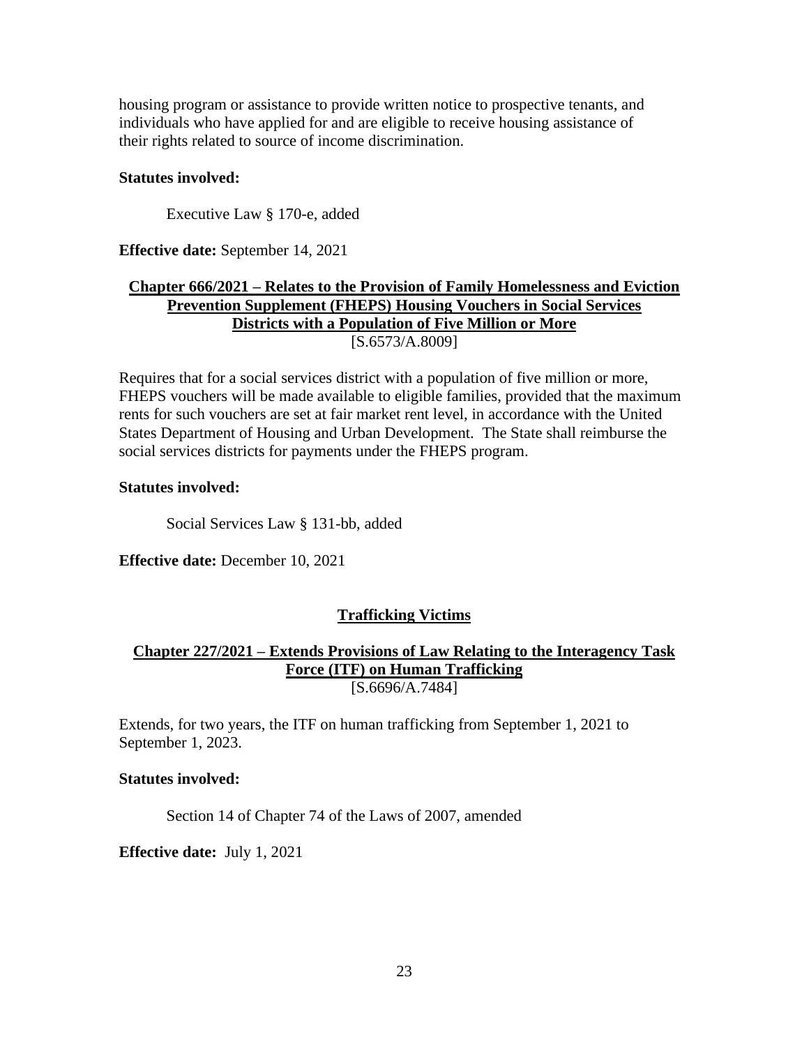housing program or assistance to provide written notice to prospective tenants, and individuals who have applied for and are eligible to receive housing assistance of their rights related to source of income discrimination.

**Statutes involved:**

Executive Law § 170-e, added

**Effective date:** September 14, 2021

### Chapter 666/2021 – Relates to the Provision of Family Homelessness and Eviction Prevention Supplement (FHEPS) Housing Vouchers in Social Services Districts with a Population of Five Million or More

[S.6573/A.8009]

Requires that for a social services district with a population of five million or more, FHEPS vouchers will be made available to eligible families, provided that the maximum rents for such vouchers are set at fair market rent level, in accordance with the United States Department of Housing and Urban Development. The State shall reimburse the social services districts for payments under the FHEPS program.

**Statutes involved:**

Social Services Law § 131-bb, added

**Effective date:** December 10, 2021

## Trafficking Victims

### Chapter 227/2021 – Extends Provisions of Law Relating to the Interagency Task Force (ITF) on Human Trafficking

[S.6696/A.7484]

Extends, for two years, the ITF on human trafficking from September 1, 2021 to September 1, 2023.

**Statutes involved:**

Section 14 of Chapter 74 of the Laws of 2007, amended

**Effective date:** July 1, 2021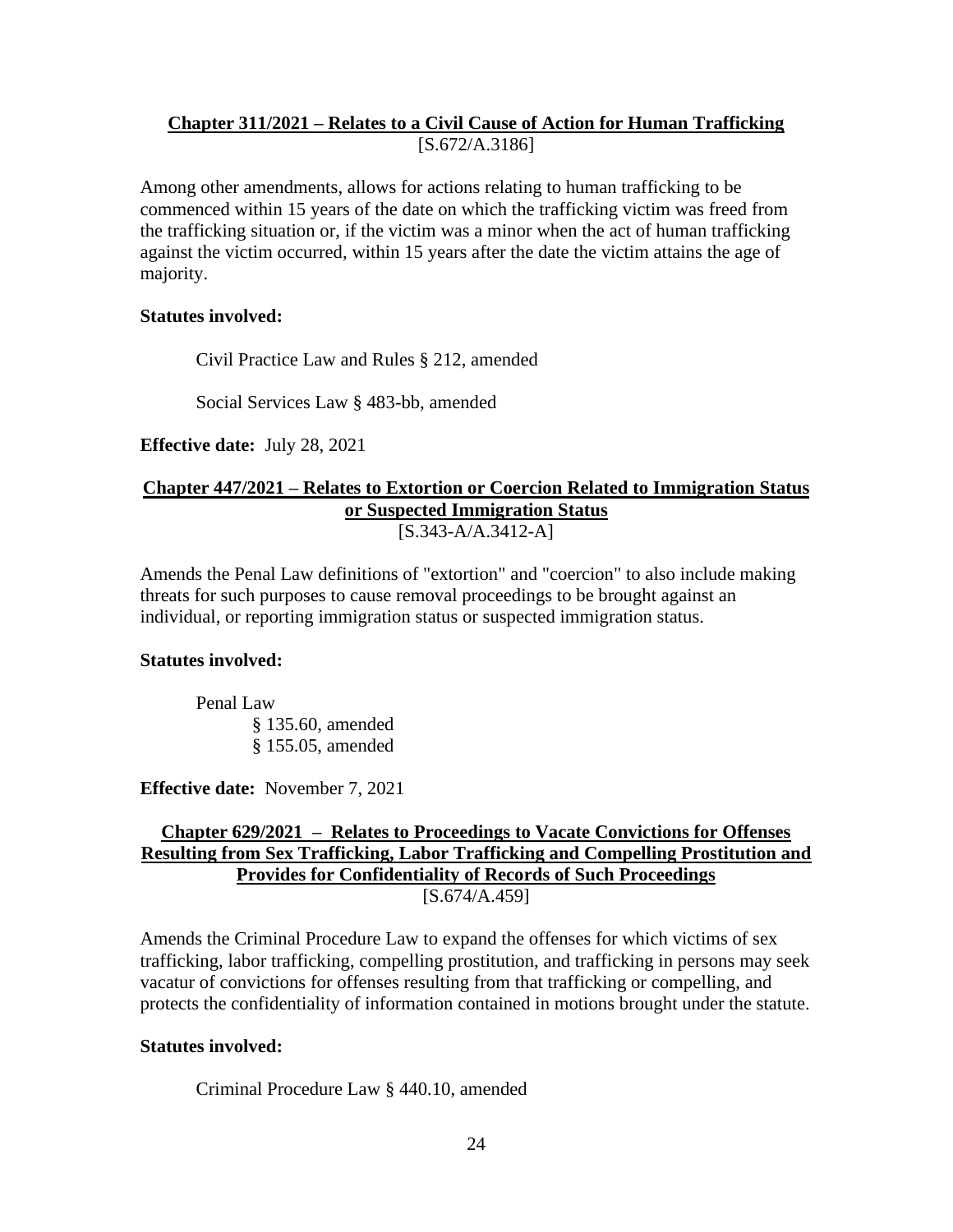## Chapter 311/2021 – Relates to a Civil Cause of Action for Human Trafficking

[S.672/A.3186]

Among other amendments, allows for actions relating to human trafficking to be commenced within 15 years of the date on which the trafficking victim was freed from the trafficking situation or, if the victim was a minor when the act of human trafficking against the victim occurred, within 15 years after the date the victim attains the age of majority.

**Statutes involved:**

Civil Practice Law and Rules § 212, amended

Social Services Law § 483-bb, amended

**Effective date:** July 28, 2021

## Chapter 447/2021 – Relates to Extortion or Coercion Related to Immigration Status or Suspected Immigration Status

[S.343-A/A.3412-A]

Amends the Penal Law definitions of "extortion" and "coercion" to also include making threats for such purposes to cause removal proceedings to be brought against an individual, or reporting immigration status or suspected immigration status.

**Statutes involved:**

Penal Law
- § 135.60, amended
- § 155.05, amended

**Effective date:** November 7, 2021

## Chapter 629/2021 – Relates to Proceedings to Vacate Convictions for Offenses Resulting from Sex Trafficking, Labor Trafficking and Compelling Prostitution and Provides for Confidentiality of Records of Such Proceedings

[S.674/A.459]

Amends the Criminal Procedure Law to expand the offenses for which victims of sex trafficking, labor trafficking, compelling prostitution, and trafficking in persons may seek vacatur of convictions for offenses resulting from that trafficking or compelling, and protects the confidentiality of information contained in motions brought under the statute.

**Statutes involved:**

Criminal Procedure Law § 440.10, amended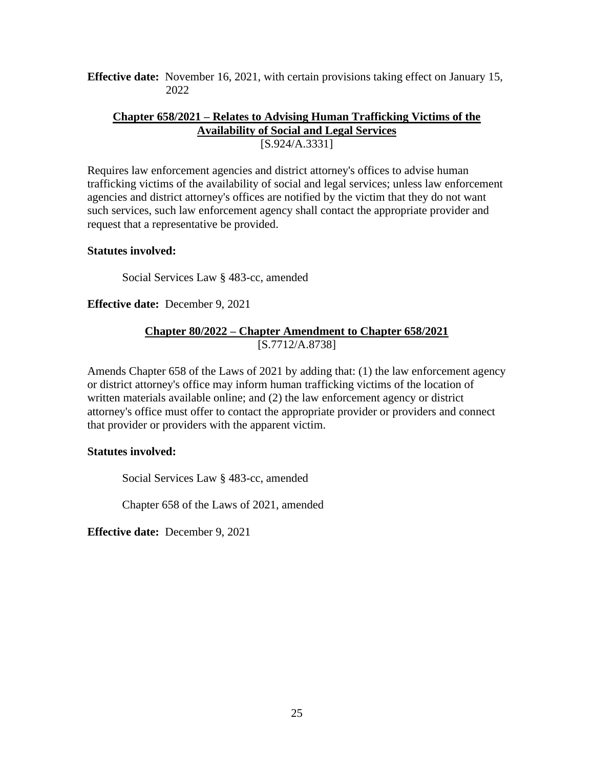**Effective date:** November 16, 2021, with certain provisions taking effect on January 15, 2022

## Chapter 658/2021 – Relates to Advising Human Trafficking Victims of the Availability of Social and Legal Services

[S.924/A.3331]

Requires law enforcement agencies and district attorney's offices to advise human trafficking victims of the availability of social and legal services; unless law enforcement agencies and district attorney's offices are notified by the victim that they do not want such services, such law enforcement agency shall contact the appropriate provider and request that a representative be provided.

**Statutes involved:**

Social Services Law § 483-cc, amended

**Effective date:** December 9, 2021

## Chapter 80/2022 – Chapter Amendment to Chapter 658/2021

[S.7712/A.8738]

Amends Chapter 658 of the Laws of 2021 by adding that: (1) the law enforcement agency or district attorney's office may inform human trafficking victims of the location of written materials available online; and (2) the law enforcement agency or district attorney's office must offer to contact the appropriate provider or providers and connect that provider or providers with the apparent victim.

**Statutes involved:**

Social Services Law § 483-cc, amended

Chapter 658 of the Laws of 2021, amended

**Effective date:** December 9, 2021